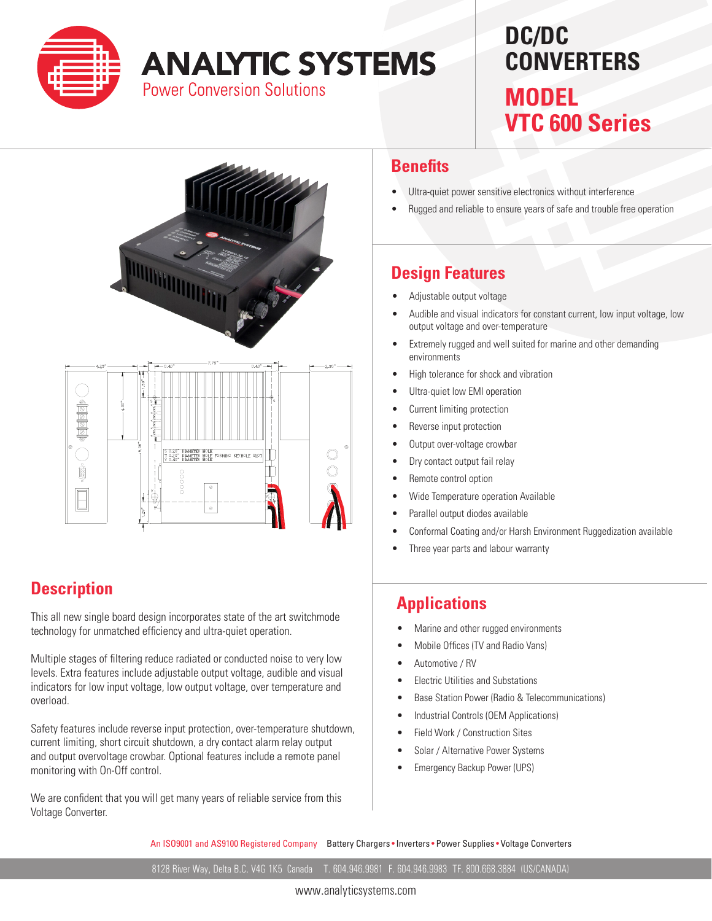# ANALYTIC SYSTEMS

Power Conversion Solutions

# DC/DC CONVERTERS

## MODEL VTC 600 Series

## Benefits

- Ultra-quiet power sensitive electronics without interference
- Rugged and reliable to ensure years of safe and trouble free operation

## Design Features

- Adjustable output voltage
- Audible and visual indicators for constant current, low input voltage, low output voltage and over-temperature
- Extremely rugged and well suited for marine and other demanding environments
- High tolerance for shock and vibration
- Ultra-quiet low EMI operation
- Current limiting protection
- Reverse input protection
- Output over-voltage crowbar
- Dry contact output fail relay
- Remote control option
- Wide Temperature operation Available
- Parallel output diodes available
- Conformal Coating and/or Harsh Environment Ruggedization available
- Three year parts and labour warranty

## Description

This all new single board design incorporates state of the art switchmode technology for unmatched efficiency and ultra-quiet operation.

Multiple stages of filtering reduce radiated or conducted noise to very low levels. Extra features include adjustable output voltage, audible and visual indicators for low input voltage, low output voltage, over temperature and overload.

Safety features include reverse input protection, over-temperature shutdown, current limiting, short circuit shutdown, a dry contact alarm relay output and output overvoltage crowbar. Optional features include a remote panel monitoring with On-Off control.

We are confident that you will get many years of reliable service from this Voltage Converter.

## Applications

- Marine and other rugged environments
- Mobile Offices (TV and Radio Vans)
- Automotive / RV
- Electric Utilities and Substations
- Base Station Power (Radio & Telecommunications)
- Industrial Controls (OEM Applications)
- Field Work / Construction Sites
- Solar / Alternative Power Systems
- Emergency Backup Power (UPS)

An ISO9001 and AS9100 Registered Company  Battery Chargers • Inverters • Power Supplies • Voltage Converters

8128 River Way, Delta B.C. V4G 1K5 Canada  T. 604.946.9981 F. 604.946.9983 TF. 800.668.3884 (US/CANADA)

www.analyticsystems.com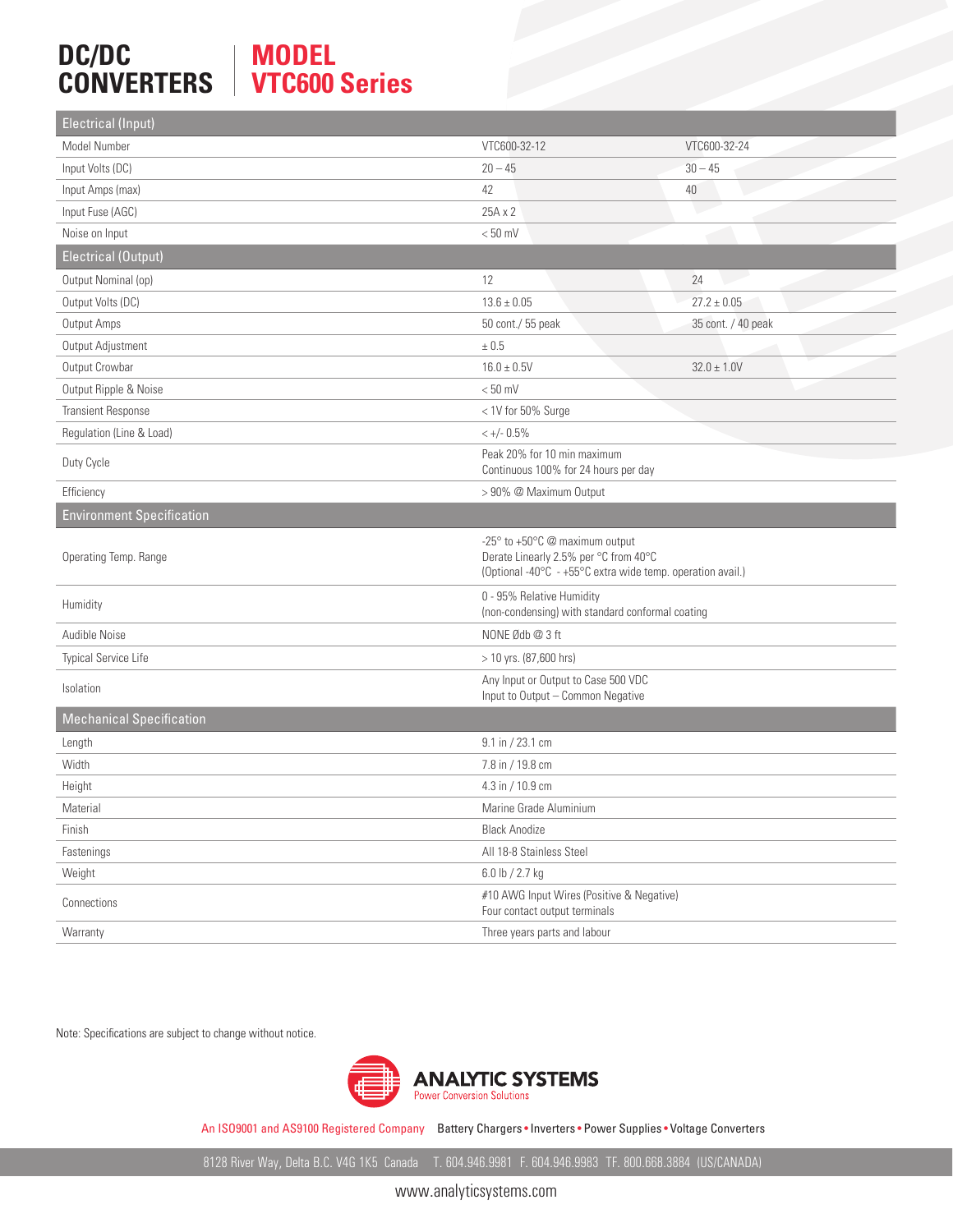# DC/DC CONVERTERS

## MODEL VTC600 Series

| Electrical (Input) | | |
|---|---|---|
| Model Number | VTC600-32-12 | VTC600-32-24 |
| Input Volts (DC) | 20 – 45 | 30 – 45 |
| Input Amps (max) | 42 | 40 |
| Input Fuse (AGC) | 25A x 2 | |
| Noise on Input | < 50 mV | |
| **Electrical (Output)** | | |
| Output Nominal (op) | 12 | 24 |
| Output Volts (DC) | 13.6 ± 0.05 | 27.2 ± 0.05 |
| Output Amps | 50 cont./ 55 peak | 35 cont. / 40 peak |
| Output Adjustment | ± 0.5 | |
| Output Crowbar | 16.0 ± 0.5V | 32.0 ± 1.0V |
| Output Ripple & Noise | < 50 mV | |
| Transient Response | < 1V for 50% Surge | |
| Regulation (Line & Load) | < +/- 0.5% | |
| Duty Cycle | Peak 20% for 10 min maximum<br>Continuous 100% for 24 hours per day | |
| Efficiency | > 90% @ Maximum Output | |
| **Environment Specification** | | |
| Operating Temp. Range | -25° to +50°C @ maximum output<br>Derate Linearly 2.5% per °C from 40°C<br>(Optional -40°C - +55°C extra wide temp. operation avail.) | |
| Humidity | 0 - 95% Relative Humidity<br>(non-condensing) with standard conformal coating | |
| Audible Noise | NONE Ødb @ 3 ft | |
| Typical Service Life | > 10 yrs. (87,600 hrs) | |
| Isolation | Any Input or Output to Case 500 VDC<br>Input to Output – Common Negative | |
| **Mechanical Specification** | | |
| Length | 9.1 in / 23.1 cm | |
| Width | 7.8 in / 19.8 cm | |
| Height | 4.3 in / 10.9 cm | |
| Material | Marine Grade Aluminium | |
| Finish | Black Anodize | |
| Fastenings | All 18-8 Stainless Steel | |
| Weight | 6.0 lb / 2.7 kg | |
| Connections | #10 AWG Input Wires (Positive & Negative)<br>Four contact output terminals | |
| Warranty | Three years parts and labour | |

Note: Specifications are subject to change without notice.

ANALYTIC SYSTEMS
Power Conversion Solutions

An ISO9001 and AS9100 Registered Company Battery Chargers • Inverters • Power Supplies • Voltage Converters

8128 River Way, Delta B.C. V4G 1K5 Canada T. 604.946.9981 F. 604.946.9983 TF. 800.668.3884 (US/CANADA)

www.analyticsystems.com